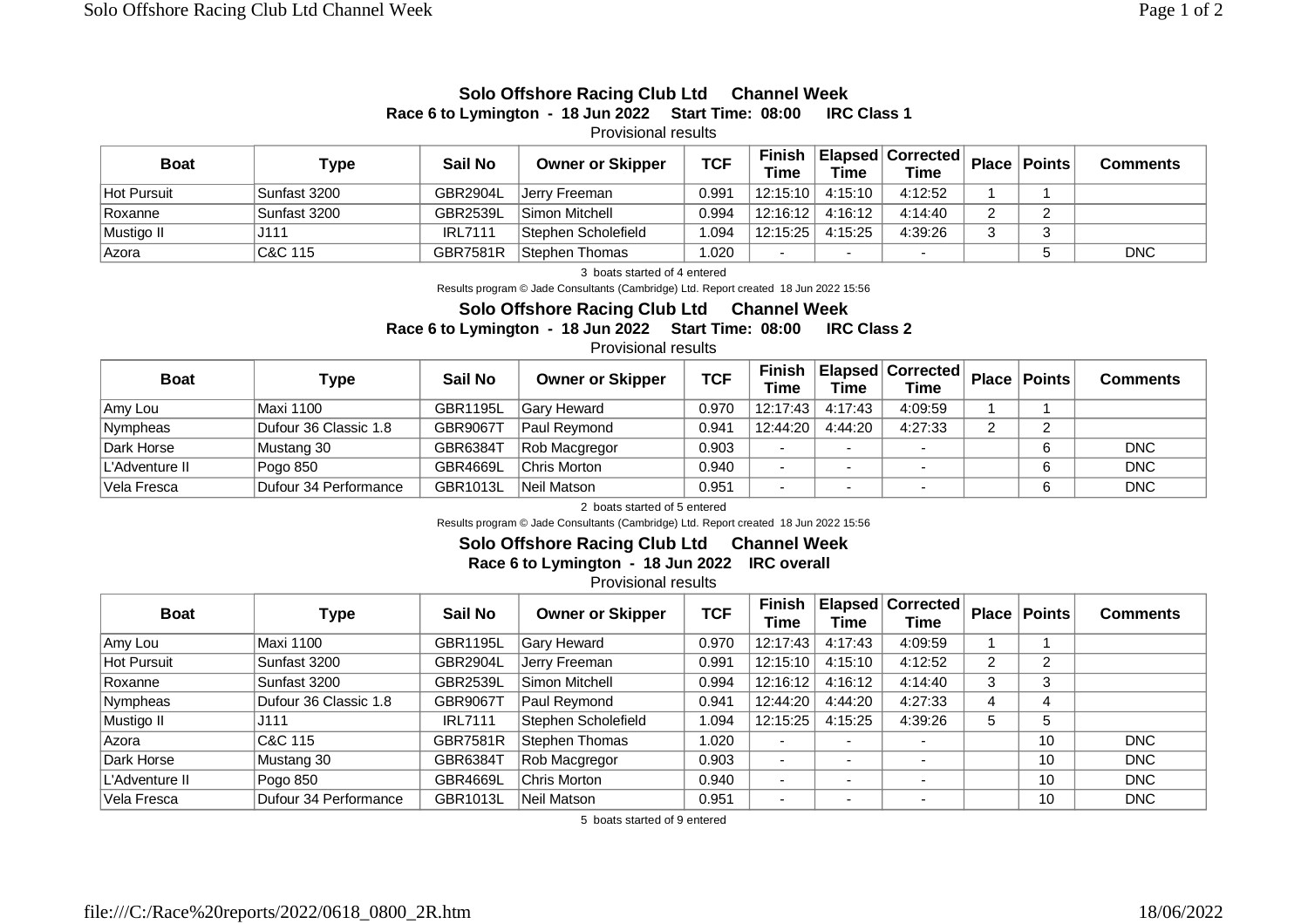## Solo Offshore Racing Club Ltd Channel Week

### Race 6 to Lymington - 18 Jun 2022 Start Time: 08:00 IRC Class 1

Provisional results

| Boat | Type | Sail No | Owner or Skipper | TCF | Finish Time | Elapsed Time | Corrected Time | Place | Points | Comments |
|---|---|---|---|---|---|---|---|---|---|---|
| Hot Pursuit | Sunfast 3200 | GBR2904L | Jerry Freeman | 0.991 | 12:15:10 | 4:15:10 | 4:12:52 | 1 | 1 | |
| Roxanne | Sunfast 3200 | GBR2539L | Simon Mitchell | 0.994 | 12:16:12 | 4:16:12 | 4:14:40 | 2 | 2 | |
| Mustigo II | J111 | IRL7111 | Stephen Scholefield | 1.094 | 12:15:25 | 4:15:25 | 4:39:26 | 3 | 3 | |
| Azora | C&C 115 | GBR7581R | Stephen Thomas | 1.020 | - | - | - | | 5 | DNC |

3 boats started of 4 entered

Results program © Jade Consultants (Cambridge) Ltd. Report created 18 Jun 2022 15:56

## Solo Offshore Racing Club Ltd Channel Week

### Race 6 to Lymington - 18 Jun 2022 Start Time: 08:00 IRC Class 2

Provisional results

| Boat | Type | Sail No | Owner or Skipper | TCF | Finish Time | Elapsed Time | Corrected Time | Place | Points | Comments |
|---|---|---|---|---|---|---|---|---|---|---|
| Amy Lou | Maxi 1100 | GBR1195L | Gary Heward | 0.970 | 12:17:43 | 4:17:43 | 4:09:59 | 1 | 1 | |
| Nympheas | Dufour 36 Classic 1.8 | GBR9067T | Paul Reymond | 0.941 | 12:44:20 | 4:44:20 | 4:27:33 | 2 | 2 | |
| Dark Horse | Mustang 30 | GBR6384T | Rob Macgregor | 0.903 | - | - | - | | 6 | DNC |
| L'Adventure II | Pogo 850 | GBR4669L | Chris Morton | 0.940 | - | - | - | | 6 | DNC |
| Vela Fresca | Dufour 34 Performance | GBR1013L | Neil Matson | 0.951 | - | - | - | | 6 | DNC |

2 boats started of 5 entered

Results program © Jade Consultants (Cambridge) Ltd. Report created 18 Jun 2022 15:56

## Solo Offshore Racing Club Ltd Channel Week

### Race 6 to Lymington - 18 Jun 2022 IRC overall

Provisional results

| Boat | Type | Sail No | Owner or Skipper | TCF | Finish Time | Elapsed Time | Corrected Time | Place | Points | Comments |
|---|---|---|---|---|---|---|---|---|---|---|
| Amy Lou | Maxi 1100 | GBR1195L | Gary Heward | 0.970 | 12:17:43 | 4:17:43 | 4:09:59 | 1 | 1 | |
| Hot Pursuit | Sunfast 3200 | GBR2904L | Jerry Freeman | 0.991 | 12:15:10 | 4:15:10 | 4:12:52 | 2 | 2 | |
| Roxanne | Sunfast 3200 | GBR2539L | Simon Mitchell | 0.994 | 12:16:12 | 4:16:12 | 4:14:40 | 3 | 3 | |
| Nympheas | Dufour 36 Classic 1.8 | GBR9067T | Paul Reymond | 0.941 | 12:44:20 | 4:44:20 | 4:27:33 | 4 | 4 | |
| Mustigo II | J111 | IRL7111 | Stephen Scholefield | 1.094 | 12:15:25 | 4:15:25 | 4:39:26 | 5 | 5 | |
| Azora | C&C 115 | GBR7581R | Stephen Thomas | 1.020 | - | - | - | | 10 | DNC |
| Dark Horse | Mustang 30 | GBR6384T | Rob Macgregor | 0.903 | - | - | - | | 10 | DNC |
| L'Adventure II | Pogo 850 | GBR4669L | Chris Morton | 0.940 | - | - | - | | 10 | DNC |
| Vela Fresca | Dufour 34 Performance | GBR1013L | Neil Matson | 0.951 | - | - | - | | 10 | DNC |

5 boats started of 9 entered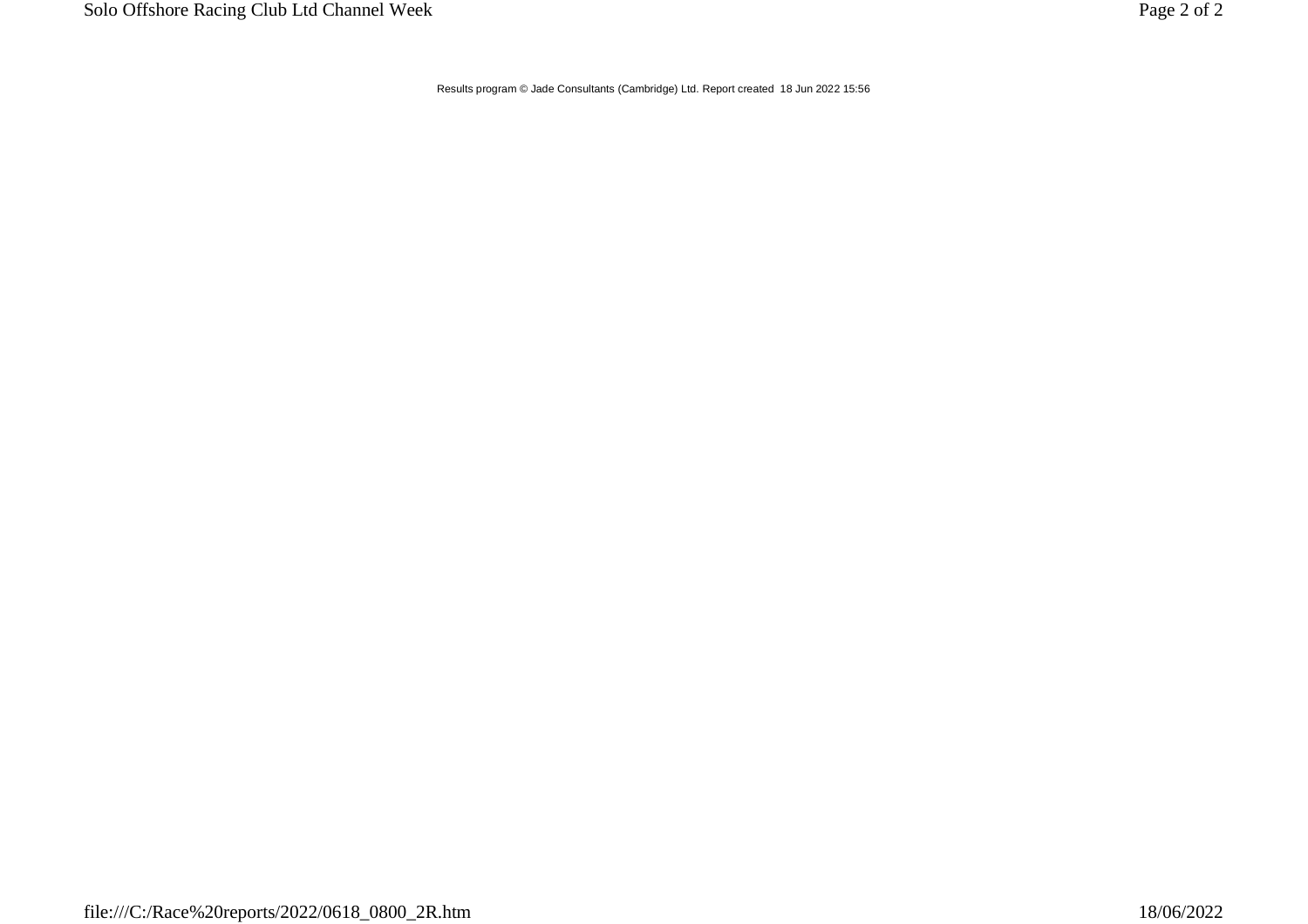Results program © Jade Consultants (Cambridge) Ltd. Report created 18 Jun 2022 15:56